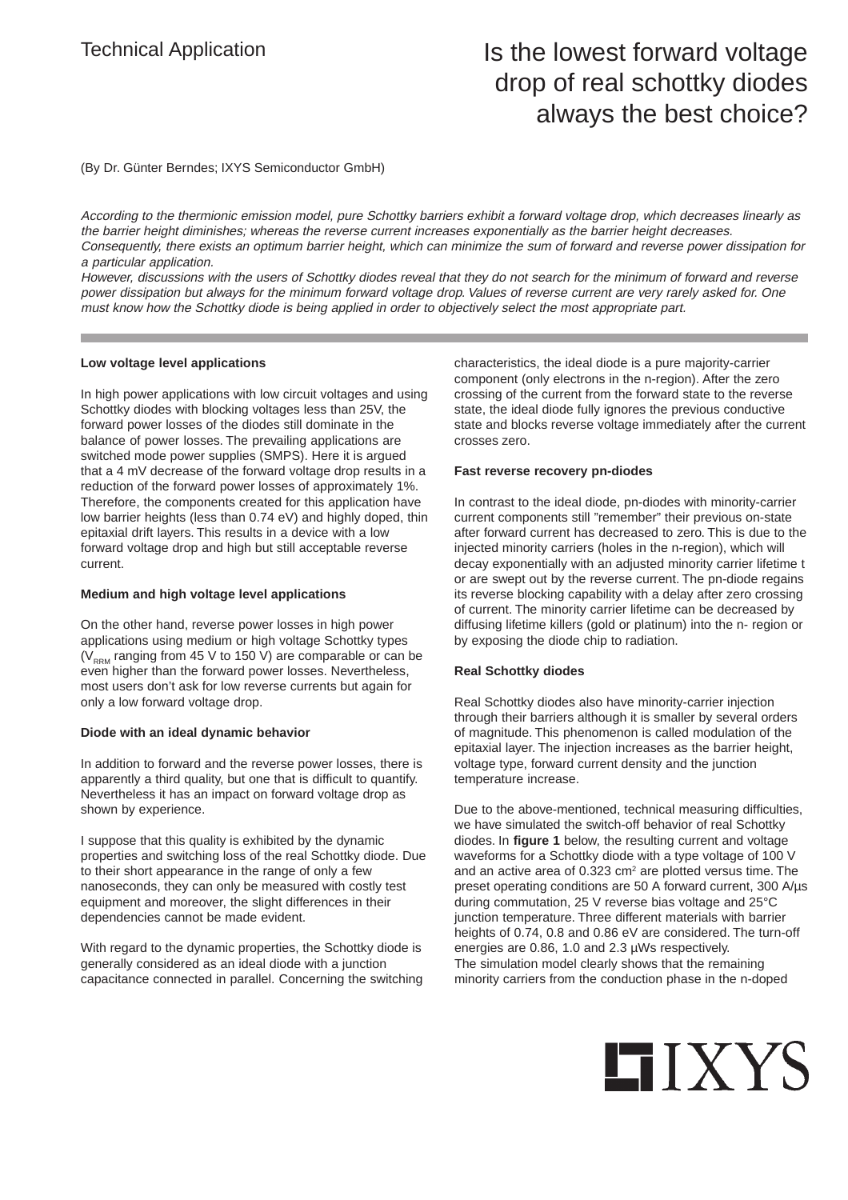Technical Application

# Is the lowest forward voltage drop of real schottky diodes always the best choice?

(By Dr. Günter Berndes; IXYS Semiconductor GmbH)

*According to the thermionic emission model, pure Schottky barriers exhibit a forward voltage drop, which decreases linearly as the barrier height diminishes; whereas the reverse current increases exponentially as the barrier height decreases. Consequently, there exists an optimum barrier height, which can minimize the sum of forward and reverse power dissipation for a particular application.*
*However, discussions with the users of Schottky diodes reveal that they do not search for the minimum of forward and reverse power dissipation but always for the minimum forward voltage drop. Values of reverse current are very rarely asked for. One must know how the Schottky diode is being applied in order to objectively select the most appropriate part.*

**Low voltage level applications**

In high power applications with low circuit voltages and using Schottky diodes with blocking voltages less than 25V, the forward power losses of the diodes still dominate in the balance of power losses. The prevailing applications are switched mode power supplies (SMPS). Here it is argued that a 4 mV decrease of the forward voltage drop results in a reduction of the forward power losses of approximately 1%. Therefore, the components created for this application have low barrier heights (less than 0.74 eV) and highly doped, thin epitaxial drift layers. This results in a device with a low forward voltage drop and high but still acceptable reverse current.

**Medium and high voltage level applications**

On the other hand, reverse power losses in high power applications using medium or high voltage Schottky types ($V_{RRM}$ ranging from 45 V to 150 V) are comparable or can be even higher than the forward power losses. Nevertheless, most users don't ask for low reverse currents but again for only a low forward voltage drop.

**Diode with an ideal dynamic behavior**

In addition to forward and the reverse power losses, there is apparently a third quality, but one that is difficult to quantify. Nevertheless it has an impact on forward voltage drop as shown by experience.

I suppose that this quality is exhibited by the dynamic properties and switching loss of the real Schottky diode. Due to their short appearance in the range of only a few nanoseconds, they can only be measured with costly test equipment and moreover, the slight differences in their dependencies cannot be made evident.

With regard to the dynamic properties, the Schottky diode is generally considered as an ideal diode with a junction capacitance connected in parallel. Concerning the switching characteristics, the ideal diode is a pure majority-carrier component (only electrons in the n-region). After the zero crossing of the current from the forward state to the reverse state, the ideal diode fully ignores the previous conductive state and blocks reverse voltage immediately after the current crosses zero.

**Fast reverse recovery pn-diodes**

In contrast to the ideal diode, pn-diodes with minority-carrier current components still "remember" their previous on-state after forward current has decreased to zero. This is due to the injected minority carriers (holes in the n-region), which will decay exponentially with an adjusted minority carrier lifetime t or are swept out by the reverse current. The pn-diode regains its reverse blocking capability with a delay after zero crossing of current. The minority carrier lifetime can be decreased by diffusing lifetime killers (gold or platinum) into the n- region or by exposing the diode chip to radiation.

**Real Schottky diodes**

Real Schottky diodes also have minority-carrier injection through their barriers although it is smaller by several orders of magnitude. This phenomenon is called modulation of the epitaxial layer. The injection increases as the barrier height, voltage type, forward current density and the junction temperature increase.

Due to the above-mentioned, technical measuring difficulties, we have simulated the switch-off behavior of real Schottky diodes. In **figure 1** below, the resulting current and voltage waveforms for a Schottky diode with a type voltage of 100 V and an active area of 0.323 $cm^2$ are plotted versus time. The preset operating conditions are 50 A forward current, 300 A/µs during commutation, 25 V reverse bias voltage and 25°C junction temperature. Three different materials with barrier heights of 0.74, 0.8 and 0.86 eV are considered. The turn-off energies are 0.86, 1.0 and 2.3 µWs respectively.
The simulation model clearly shows that the remaining minority carriers from the conduction phase in the n-doped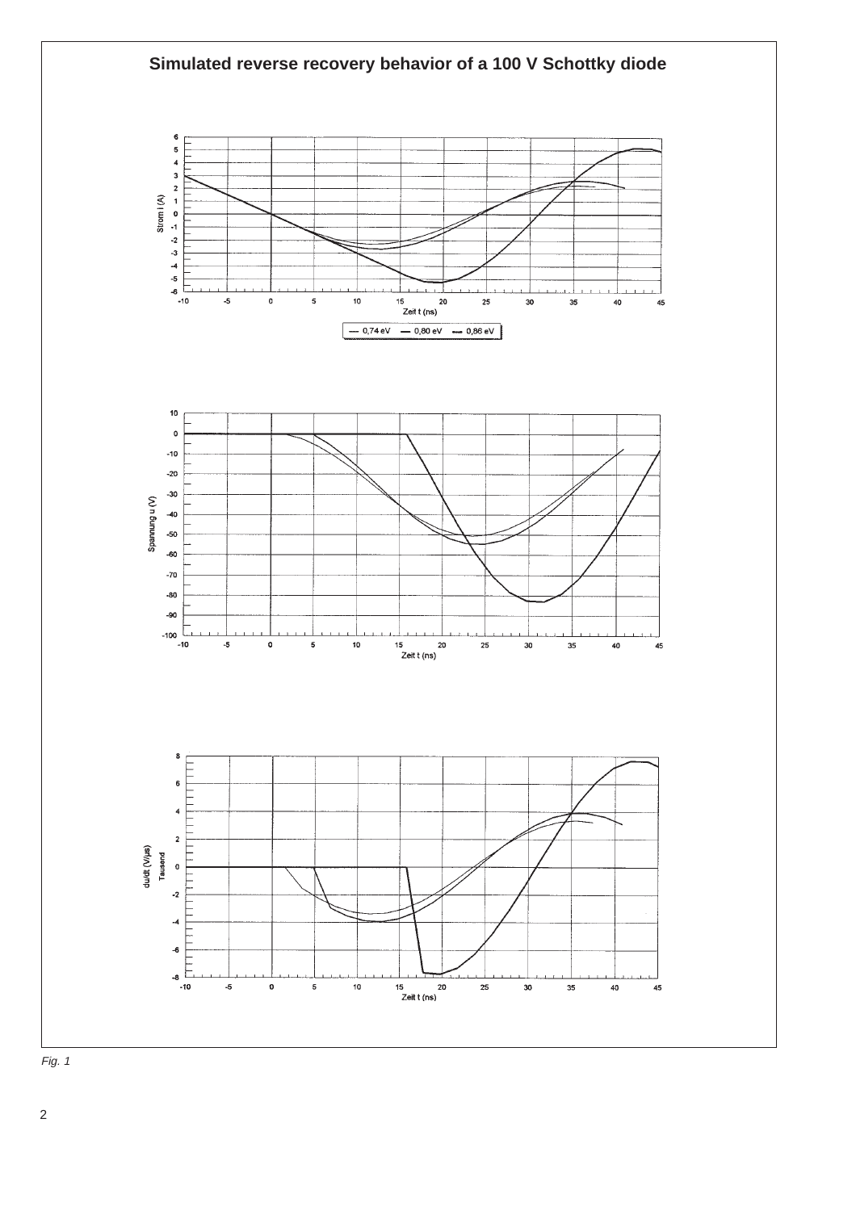**Simulated reverse recovery behavior of a 100 V Schottky diode**

Strom I (A)

Zeit t (ns)

— 0,74 eV — 0,80 eV — 0,86 eV

Spannung u (V)

Zeit t (ns)

du/dt (V/µs) Tausend

Zeit t (ns)

*Fig. 1*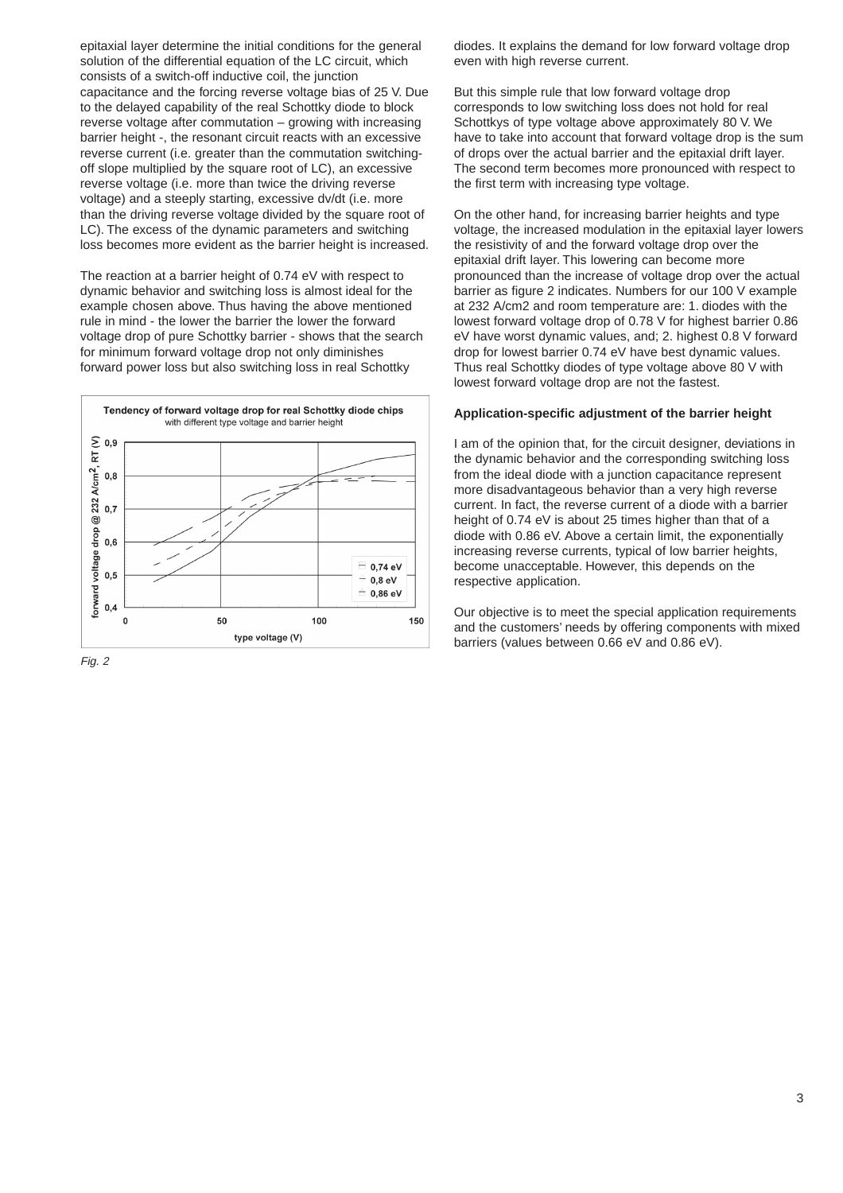epitaxial layer determine the initial conditions for the general solution of the differential equation of the LC circuit, which consists of a switch-off inductive coil, the junction capacitance and the forcing reverse voltage bias of 25 V. Due to the delayed capability of the real Schottky diode to block reverse voltage after commutation – growing with increasing barrier height -, the resonant circuit reacts with an excessive reverse current (i.e. greater than the commutation switching-off slope multiplied by the square root of LC), an excessive reverse voltage (i.e. more than twice the driving reverse voltage) and a steeply starting, excessive dv/dt (i.e. more than the driving reverse voltage divided by the square root of LC). The excess of the dynamic parameters and switching loss becomes more evident as the barrier height is increased.

The reaction at a barrier height of 0.74 eV with respect to dynamic behavior and switching loss is almost ideal for the example chosen above. Thus having the above mentioned rule in mind - the lower the barrier the lower the forward voltage drop of pure Schottky barrier - shows that the search for minimum forward voltage drop not only diminishes forward power loss but also switching loss in real Schottky diodes. It explains the demand for low forward voltage drop even with high reverse current.

*Fig. 2*

But this simple rule that low forward voltage drop corresponds to low switching loss does not hold for real Schottkys of type voltage above approximately 80 V. We have to take into account that forward voltage drop is the sum of drops over the actual barrier and the epitaxial drift layer. The second term becomes more pronounced with respect to the first term with increasing type voltage.

On the other hand, for increasing barrier heights and type voltage, the increased modulation in the epitaxial layer lowers the resistivity of and the forward voltage drop over the epitaxial drift layer. This lowering can become more pronounced than the increase of voltage drop over the actual barrier as figure 2 indicates. Numbers for our 100 V example at 232 A/cm2 and room temperature are: 1. diodes with the lowest forward voltage drop of 0.78 V for highest barrier 0.86 eV have worst dynamic values, and; 2. highest 0.8 V forward drop for lowest barrier 0.74 eV have best dynamic values. Thus real Schottky diodes of type voltage above 80 V with lowest forward voltage drop are not the fastest.

**Application-specific adjustment of the barrier height**

I am of the opinion that, for the circuit designer, deviations in the dynamic behavior and the corresponding switching loss from the ideal diode with a junction capacitance represent more disadvantageous behavior than a very high reverse current. In fact, the reverse current of a diode with a barrier height of 0.74 eV is about 25 times higher than that of a diode with 0.86 eV. Above a certain limit, the exponentially increasing reverse currents, typical of low barrier heights, become unacceptable. However, this depends on the respective application.

Our objective is to meet the special application requirements and the customers' needs by offering components with mixed barriers (values between 0.66 eV and 0.86 eV).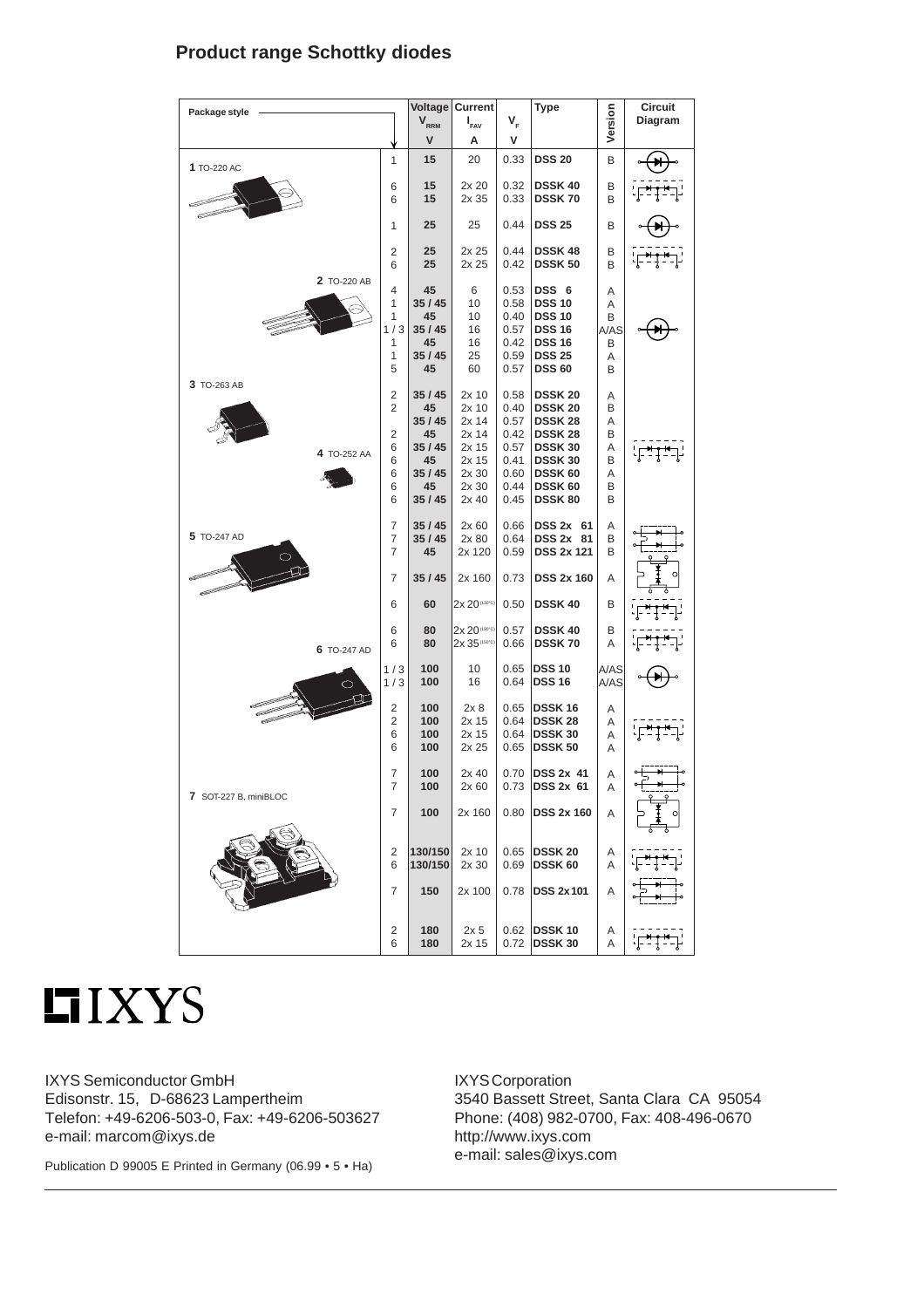## Product range Schottky diodes

| Package style | | Voltage $V_{RRM}$ V | Current $I_{FAV}$ A | $V_F$ V | Type | Version | Circuit Diagram |
|---|---|---|---|---|---|---|---|
| 1 TO-220 AC | 1 | 15 | 20 | 0.33 | DSS 20 | B | |
| | 6 | 15 | 2x 20 | 0.32 | DSSK 40 | B | |
| | 6 | 15 | 2x 35 | 0.33 | DSSK 70 | B | |
| | 1 | 25 | 25 | 0.44 | DSS 25 | B | |
| | 2 | 25 | 2x 25 | 0.44 | DSSK 48 | B | |
| | 6 | 25 | 2x 25 | 0.42 | DSSK 50 | B | |
| 2 TO-220 AB | 4 | 45 | 6 | 0.53 | DSS 6 | A | |
| | 1 | 35 / 45 | 10 | 0.58 | DSS 10 | A | |
| | 1 | 45 | 10 | 0.40 | DSS 10 | B | |
| | 1 / 3 | 35 / 45 | 16 | 0.57 | DSS 16 | A/AS | |
| | 1 | 45 | 16 | 0.42 | DSS 16 | B | |
| | 1 | 35 / 45 | 25 | 0.59 | DSS 25 | A | |
| | 5 | 45 | 60 | 0.57 | DSS 60 | B | |
| 3 TO-263 AB | 2 | 35 / 45 | 2x 10 | 0.58 | DSSK 20 | A | |
| | 2 | 45 | 2x 10 | 0.40 | DSSK 20 | B | |
| | | 35 / 45 | 2x 14 | 0.57 | DSSK 28 | A | |
| | 2 | 45 | 2x 14 | 0.42 | DSSK 28 | B | |
| 4 TO-252 AA | 6 | 35 / 45 | 2x 15 | 0.57 | DSSK 30 | A | |
| | 6 | 45 | 2x 15 | 0.41 | DSSK 30 | B | |
| | 6 | 35 / 45 | 2x 30 | 0.60 | DSSK 60 | A | |
| | 6 | 45 | 2x 30 | 0.44 | DSSK 60 | B | |
| | 6 | 35 / 45 | 2x 40 | 0.45 | DSSK 80 | B | |
| 5 TO-247 AD | 7 | 35 / 45 | 2x 60 | 0.66 | DSS 2x 61 | A | |
| | 7 | 35 / 45 | 2x 80 | 0.64 | DSS 2x 81 | B | |
| | 7 | 45 | 2x 120 | 0.59 | DSS 2x 121 | B | |
| | 7 | 35 / 45 | 2x 160 | 0.73 | DSS 2x 160 | A | |
| | 6 | 60 | 2x 20 (100°C) | 0.50 | DSSK 40 | B | |
| | 6 | 80 | 2x 20 (100°C) | 0.57 | DSSK 40 | B | |
| 6 TO-247 AD | 6 | 80 | 2x 35 (100°C) | 0.66 | DSSK 70 | A | |
| | 1 / 3 | 100 | 10 | 0.65 | DSS 10 | A/AS | |
| | 1 / 3 | 100 | 16 | 0.64 | DSS 16 | A/AS | |
| | 2 | 100 | 2x 8 | 0.65 | DSSK 16 | A | |
| | 2 | 100 | 2x 15 | 0.64 | DSSK 28 | A | |
| | 6 | 100 | 2x 15 | 0.64 | DSSK 30 | A | |
| | 6 | 100 | 2x 25 | 0.65 | DSSK 50 | A | |
| | 7 | 100 | 2x 40 | 0.70 | DSS 2x 41 | A | |
| 7 SOT-227 B, miniBLOC | 7 | 100 | 2x 60 | 0.73 | DSS 2x 61 | A | |
| | 7 | 100 | 2x 160 | 0.80 | DSS 2x 160 | A | |
| | 2 | 130/150 | 2x 10 | 0.65 | DSSK 20 | A | |
| | 6 | 130/150 | 2x 30 | 0.69 | DSSK 60 | A | |
| | 7 | 150 | 2x 100 | 0.78 | DSS 2x101 | A | |
| | 2 | 180 | 2x 5 | 0.62 | DSSK 10 | A | |
| | 6 | 180 | 2x 15 | 0.72 | DSSK 30 | A | |

IXYS

IXYS Semiconductor GmbH
Edisonstr. 15, D-68623 Lampertheim
Telefon: +49-6206-503-0, Fax: +49-6206-503627
e-mail: marcom@ixys.de

IXYS Corporation
3540 Bassett Street, Santa Clara CA 95054
Phone: (408) 982-0700, Fax: 408-496-0670
http://www.ixys.com
e-mail: sales@ixys.com

Publication D 99005 E Printed in Germany (06.99 • 5 • Ha)